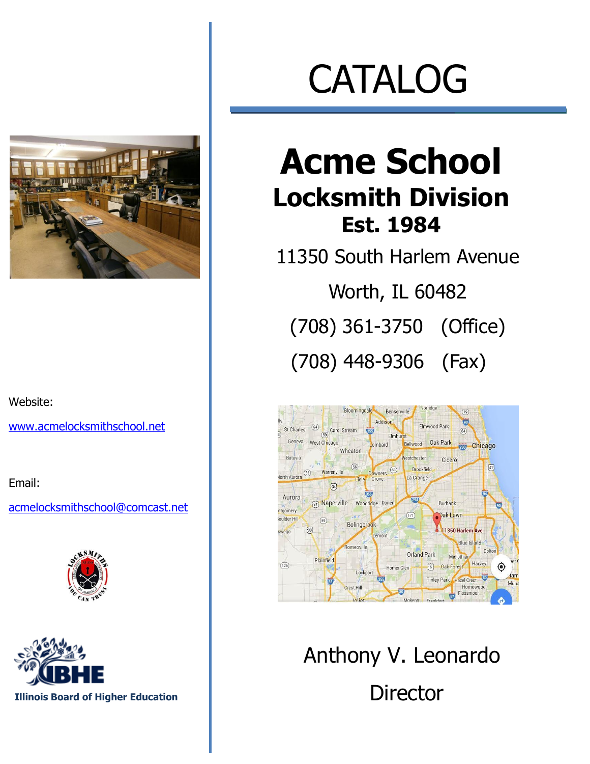# CATALOG

# Acme School

## Locksmith Division

### Est. 1984

11350 South Harlem Avenue

Worth, IL 60482

(708) 361-3750 (Office)

(708) 448-9306 (Fax)

Anthony V. Leonardo

Director

Website:

[www.acmelocksmithschool.net](http://www.acmelocksmithschool.net)

Email:

[acmelocksmithschool@comcast.net](mailto:acmelocksmithschool@comcast.net)

Illinois Board of Higher Education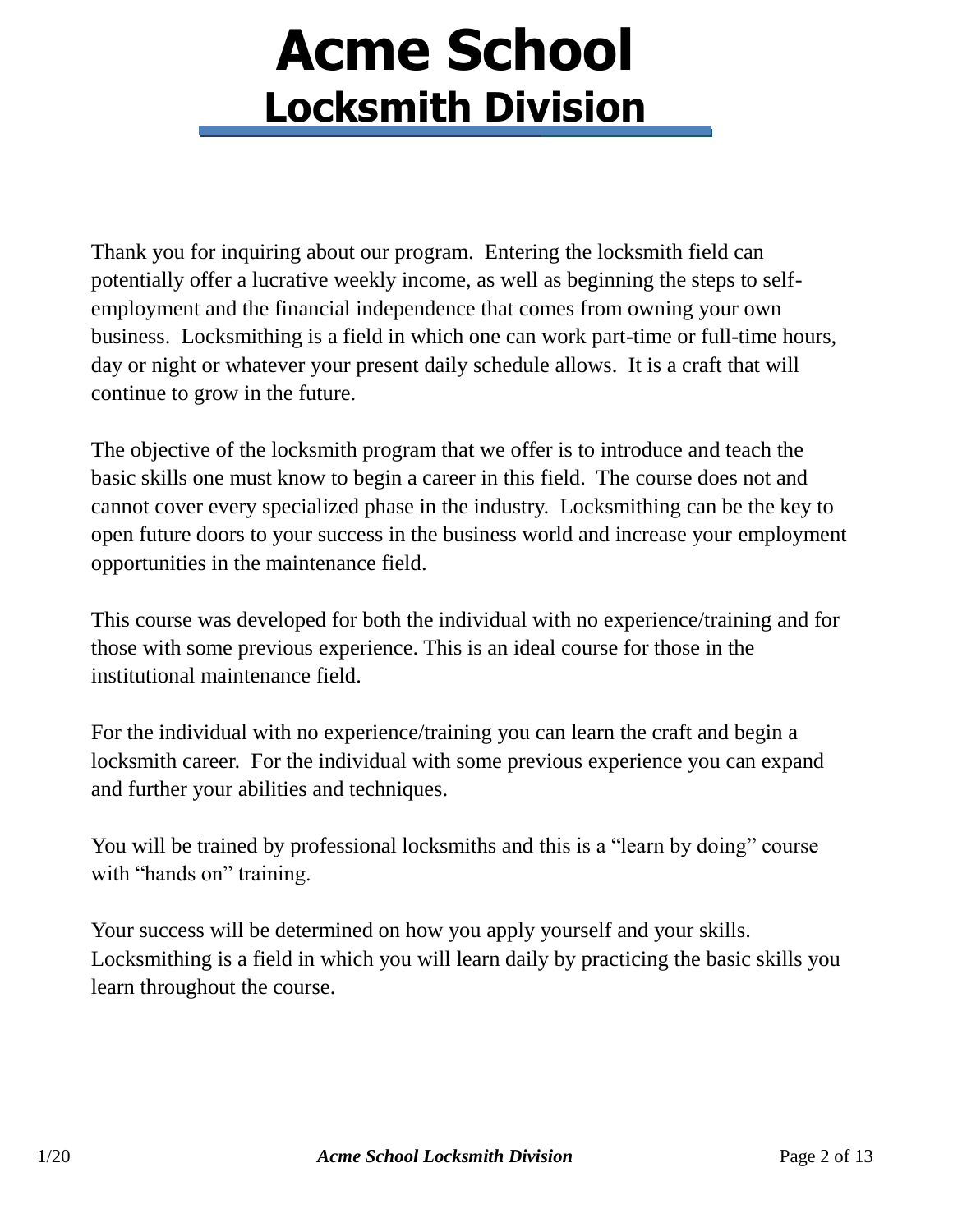# Acme School

## Locksmith Division

Thank you for inquiring about our program. Entering the locksmith field can potentially offer a lucrative weekly income, as well as beginning the steps to self-employment and the financial independence that comes from owning your own business. Locksmithing is a field in which one can work part-time or full-time hours, day or night or whatever your present daily schedule allows. It is a craft that will continue to grow in the future.

The objective of the locksmith program that we offer is to introduce and teach the basic skills one must know to begin a career in this field. The course does not and cannot cover every specialized phase in the industry. Locksmithing can be the key to open future doors to your success in the business world and increase your employment opportunities in the maintenance field.

This course was developed for both the individual with no experience/training and for those with some previous experience. This is an ideal course for those in the institutional maintenance field.

For the individual with no experience/training you can learn the craft and begin a locksmith career. For the individual with some previous experience you can expand and further your abilities and techniques.

You will be trained by professional locksmiths and this is a "learn by doing" course with "hands on" training.

Your success will be determined on how you apply yourself and your skills. Locksmithing is a field in which you will learn daily by practicing the basic skills you learn throughout the course.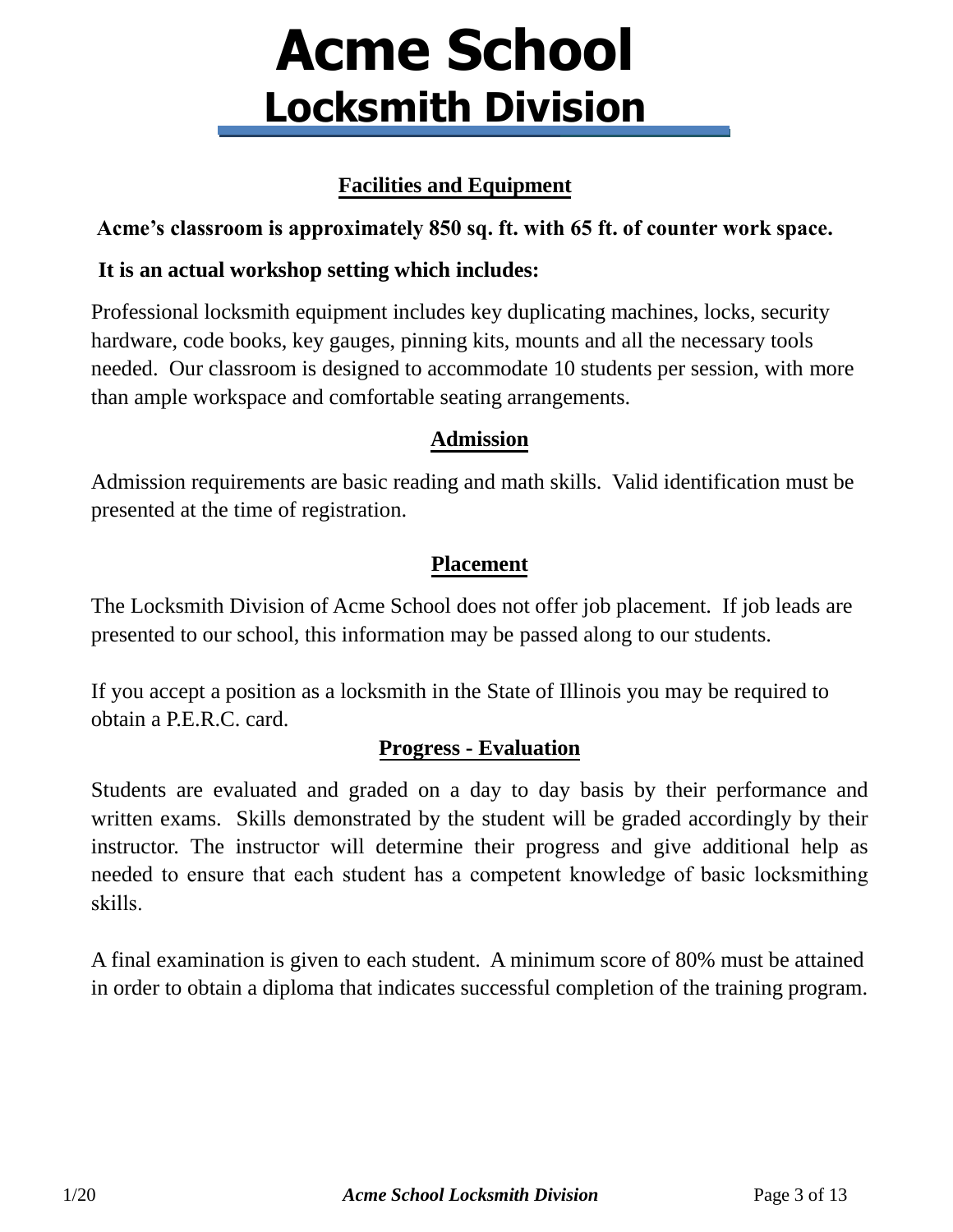# Acme School

## Locksmith Division

### Facilities and Equipment

**Acme's classroom is approximately 850 sq. ft. with 65 ft. of counter work space.**

**It is an actual workshop setting which includes:**

Professional locksmith equipment includes key duplicating machines, locks, security hardware, code books, key gauges, pinning kits, mounts and all the necessary tools needed. Our classroom is designed to accommodate 10 students per session, with more than ample workspace and comfortable seating arrangements.

### Admission

Admission requirements are basic reading and math skills. Valid identification must be presented at the time of registration.

### Placement

The Locksmith Division of Acme School does not offer job placement. If job leads are presented to our school, this information may be passed along to our students.

If you accept a position as a locksmith in the State of Illinois you may be required to obtain a P.E.R.C. card.

### Progress - Evaluation

Students are evaluated and graded on a day to day basis by their performance and written exams. Skills demonstrated by the student will be graded accordingly by their instructor. The instructor will determine their progress and give additional help as needed to ensure that each student has a competent knowledge of basic locksmithing skills.

A final examination is given to each student. A minimum score of 80% must be attained in order to obtain a diploma that indicates successful completion of the training program.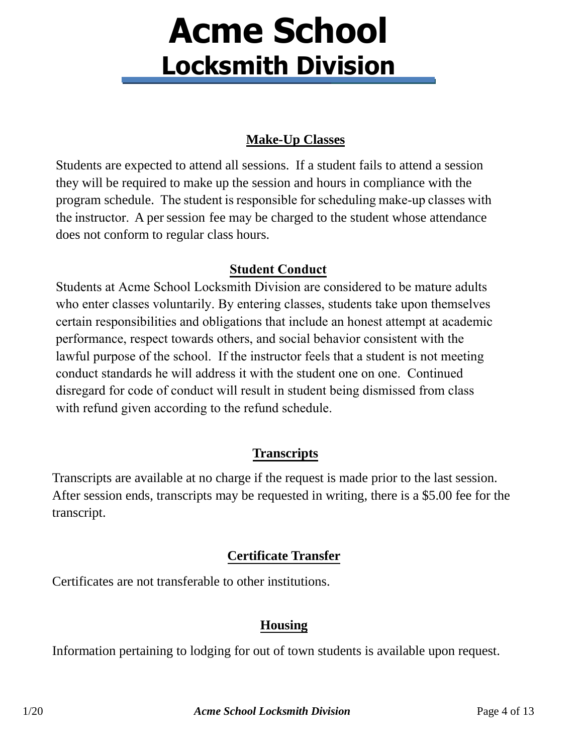# Acme School
## Locksmith Division

### Make-Up Classes

Students are expected to attend all sessions. If a student fails to attend a session they will be required to make up the session and hours in compliance with the program schedule. The student is responsible for scheduling make-up classes with the instructor. A per session fee may be charged to the student whose attendance does not conform to regular class hours.

### Student Conduct

Students at Acme School Locksmith Division are considered to be mature adults who enter classes voluntarily. By entering classes, students take upon themselves certain responsibilities and obligations that include an honest attempt at academic performance, respect towards others, and social behavior consistent with the lawful purpose of the school. If the instructor feels that a student is not meeting conduct standards he will address it with the student one on one. Continued disregard for code of conduct will result in student being dismissed from class with refund given according to the refund schedule.

### Transcripts

Transcripts are available at no charge if the request is made prior to the last session. After session ends, transcripts may be requested in writing, there is a $5.00 fee for the transcript.

### Certificate Transfer

Certificates are not transferable to other institutions.

### Housing

Information pertaining to lodging for out of town students is available upon request.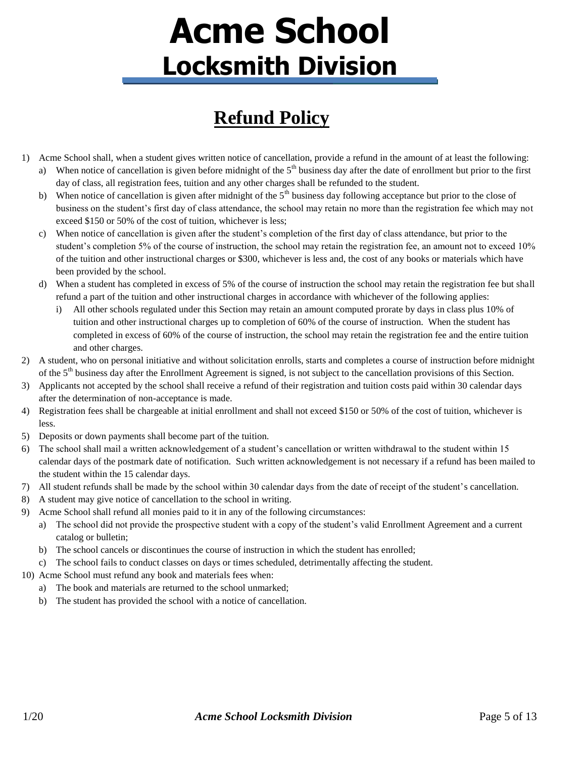# Acme School
## Locksmith Division

## Refund Policy

1) Acme School shall, when a student gives written notice of cancellation, provide a refund in the amount of at least the following:
   a) When notice of cancellation is given before midnight of the 5th business day after the date of enrollment but prior to the first day of class, all registration fees, tuition and any other charges shall be refunded to the student.
   b) When notice of cancellation is given after midnight of the 5th business day following acceptance but prior to the close of business on the student's first day of class attendance, the school may retain no more than the registration fee which may not exceed $150 or 50% of the cost of tuition, whichever is less;
   c) When notice of cancellation is given after the student's completion of the first day of class attendance, but prior to the student's completion 5% of the course of instruction, the school may retain the registration fee, an amount not to exceed 10% of the tuition and other instructional charges or $300, whichever is less and, the cost of any books or materials which have been provided by the school.
   d) When a student has completed in excess of 5% of the course of instruction the school may retain the registration fee but shall refund a part of the tuition and other instructional charges in accordance with whichever of the following applies:
      i) All other schools regulated under this Section may retain an amount computed prorate by days in class plus 10% of tuition and other instructional charges up to completion of 60% of the course of instruction. When the student has completed in excess of 60% of the course of instruction, the school may retain the registration fee and the entire tuition and other charges.
2) A student, who on personal initiative and without solicitation enrolls, starts and completes a course of instruction before midnight of the 5th business day after the Enrollment Agreement is signed, is not subject to the cancellation provisions of this Section.
3) Applicants not accepted by the school shall receive a refund of their registration and tuition costs paid within 30 calendar days after the determination of non-acceptance is made.
4) Registration fees shall be chargeable at initial enrollment and shall not exceed $150 or 50% of the cost of tuition, whichever is less.
5) Deposits or down payments shall become part of the tuition.
6) The school shall mail a written acknowledgement of a student's cancellation or written withdrawal to the student within 15 calendar days of the postmark date of notification. Such written acknowledgement is not necessary if a refund has been mailed to the student within the 15 calendar days.
7) All student refunds shall be made by the school within 30 calendar days from the date of receipt of the student's cancellation.
8) A student may give notice of cancellation to the school in writing.
9) Acme School shall refund all monies paid to it in any of the following circumstances:
   a) The school did not provide the prospective student with a copy of the student's valid Enrollment Agreement and a current catalog or bulletin;
   b) The school cancels or discontinues the course of instruction in which the student has enrolled;
   c) The school fails to conduct classes on days or times scheduled, detrimentally affecting the student.
10) Acme School must refund any book and materials fees when:
    a) The book and materials are returned to the school unmarked;
    b) The student has provided the school with a notice of cancellation.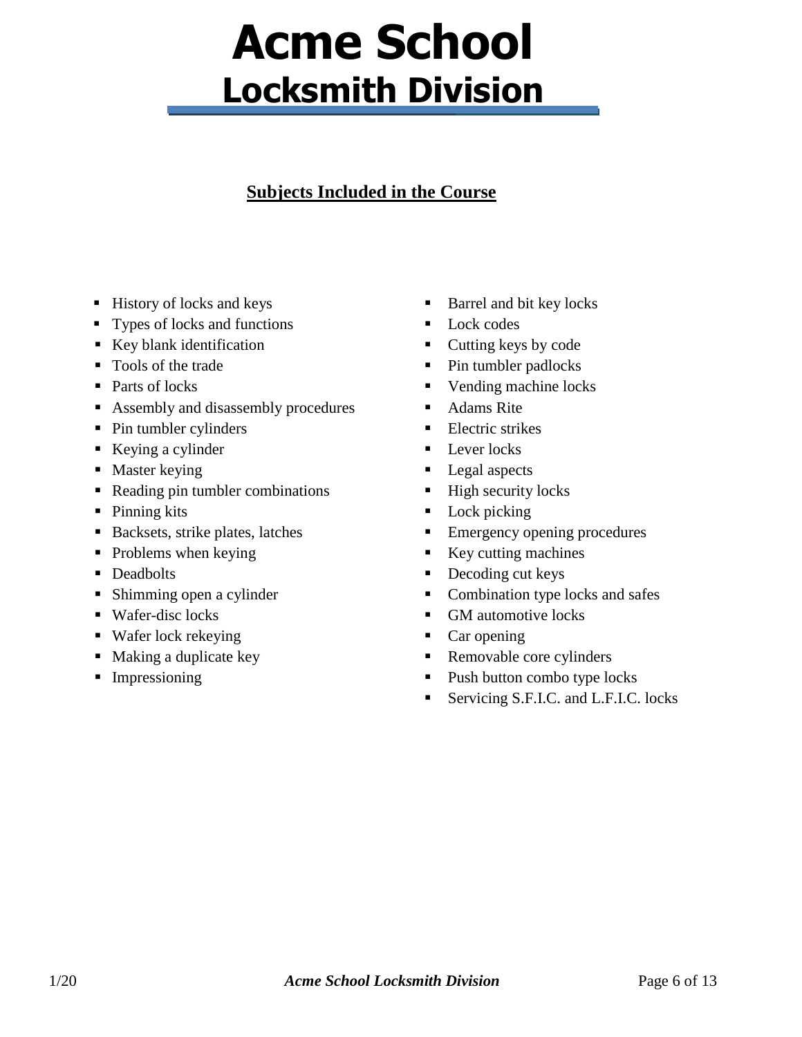# Acme School
## Locksmith Division

**Subjects Included in the Course**

- History of locks and keys
- Types of locks and functions
- Key blank identification
- Tools of the trade
- Parts of locks
- Assembly and disassembly procedures
- Pin tumbler cylinders
- Keying a cylinder
- Master keying
- Reading pin tumbler combinations
- Pinning kits
- Backsets, strike plates, latches
- Problems when keying
- Deadbolts
- Shimming open a cylinder
- Wafer-disc locks
- Wafer lock rekeying
- Making a duplicate key
- Impressioning
- Barrel and bit key locks
- Lock codes
- Cutting keys by code
- Pin tumbler padlocks
- Vending machine locks
- Adams Rite
- Electric strikes
- Lever locks
- Legal aspects
- High security locks
- Lock picking
- Emergency opening procedures
- Key cutting machines
- Decoding cut keys
- Combination type locks and safes
- GM automotive locks
- Car opening
- Removable core cylinders
- Push button combo type locks
- Servicing S.F.I.C. and L.F.I.C. locks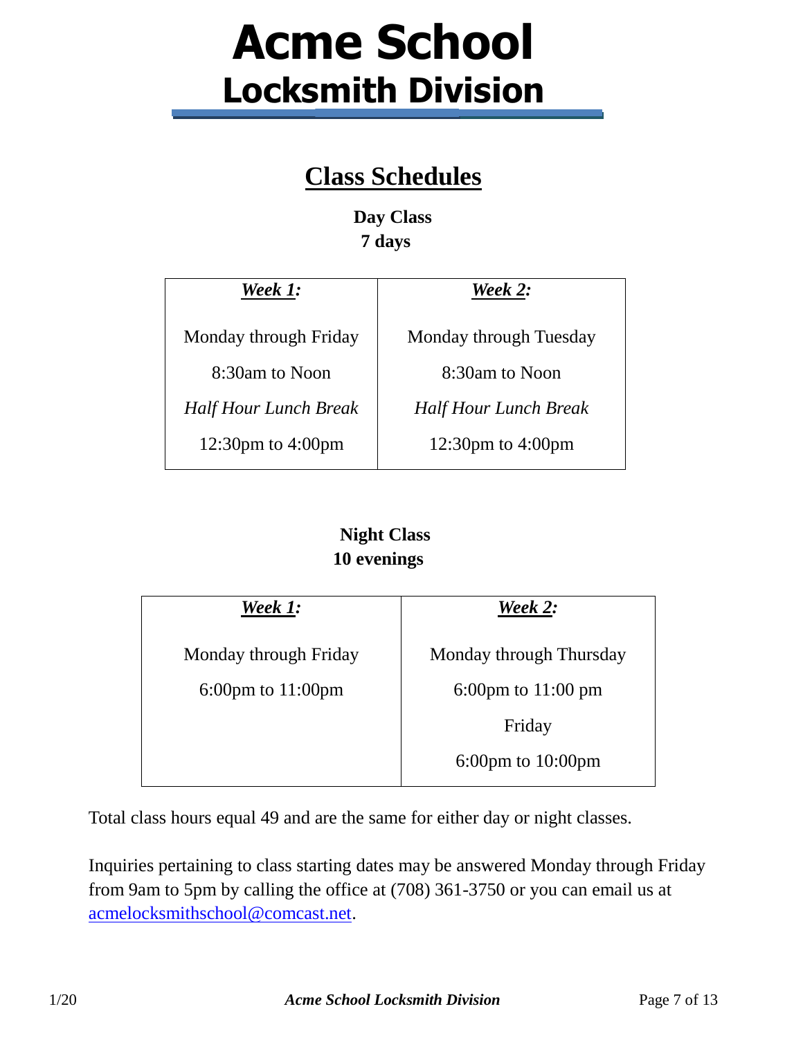# Acme School
## Locksmith Division

## Class Schedules

**Day Class**
**7 days**

| ***Week 1:*** | ***Week 2:*** |
|---|---|
| Monday through Friday | Monday through Tuesday |
| 8:30am to Noon | 8:30am to Noon |
| *Half Hour Lunch Break* | *Half Hour Lunch Break* |
| 12:30pm to 4:00pm | 12:30pm to 4:00pm |

**Night Class**
**10 evenings**

| ***Week 1:*** | ***Week 2:*** |
|---|---|
| Monday through Friday | Monday through Thursday |
| 6:00pm to 11:00pm | 6:00pm to 11:00 pm |
| | Friday |
| | 6:00pm to 10:00pm |

Total class hours equal 49 and are the same for either day or night classes.

Inquiries pertaining to class starting dates may be answered Monday through Friday from 9am to 5pm by calling the office at (708) 361-3750 or you can email us at acmelocksmithschool@comcast.net.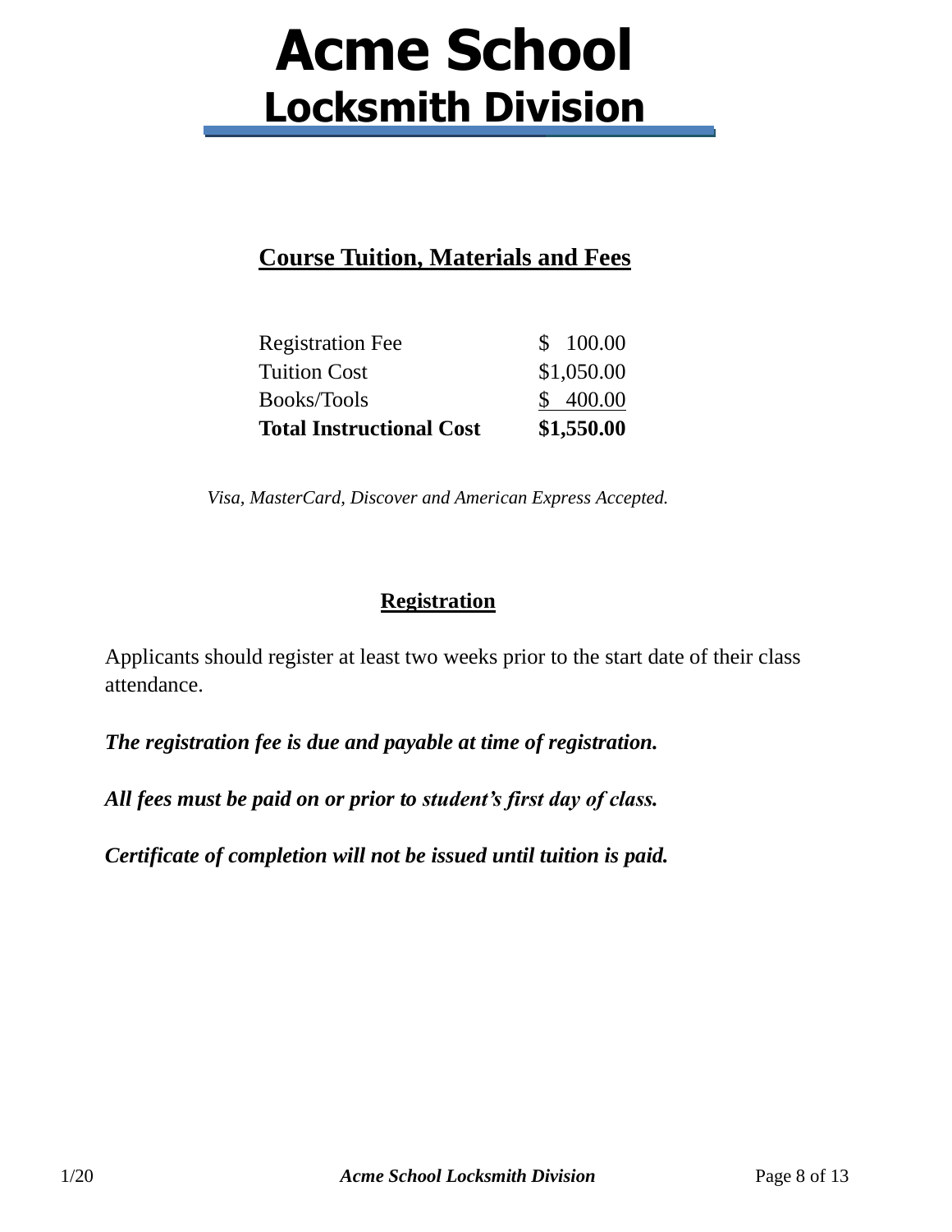# Acme School
## Locksmith Division

### Course Tuition, Materials and Fees

| Item | Amount |
|---|---|
| Registration Fee | $ 100.00 |
| Tuition Cost | $1,050.00 |
| Books/Tools | $ 400.00 |
| **Total Instructional Cost** | **$1,550.00** |

*Visa, MasterCard, Discover and American Express Accepted.*

### Registration

Applicants should register at least two weeks prior to the start date of their class attendance.

***The registration fee is due and payable at time of registration.***

***All fees must be paid on or prior to student's first day of class.***

***Certificate of completion will not be issued until tuition is paid.***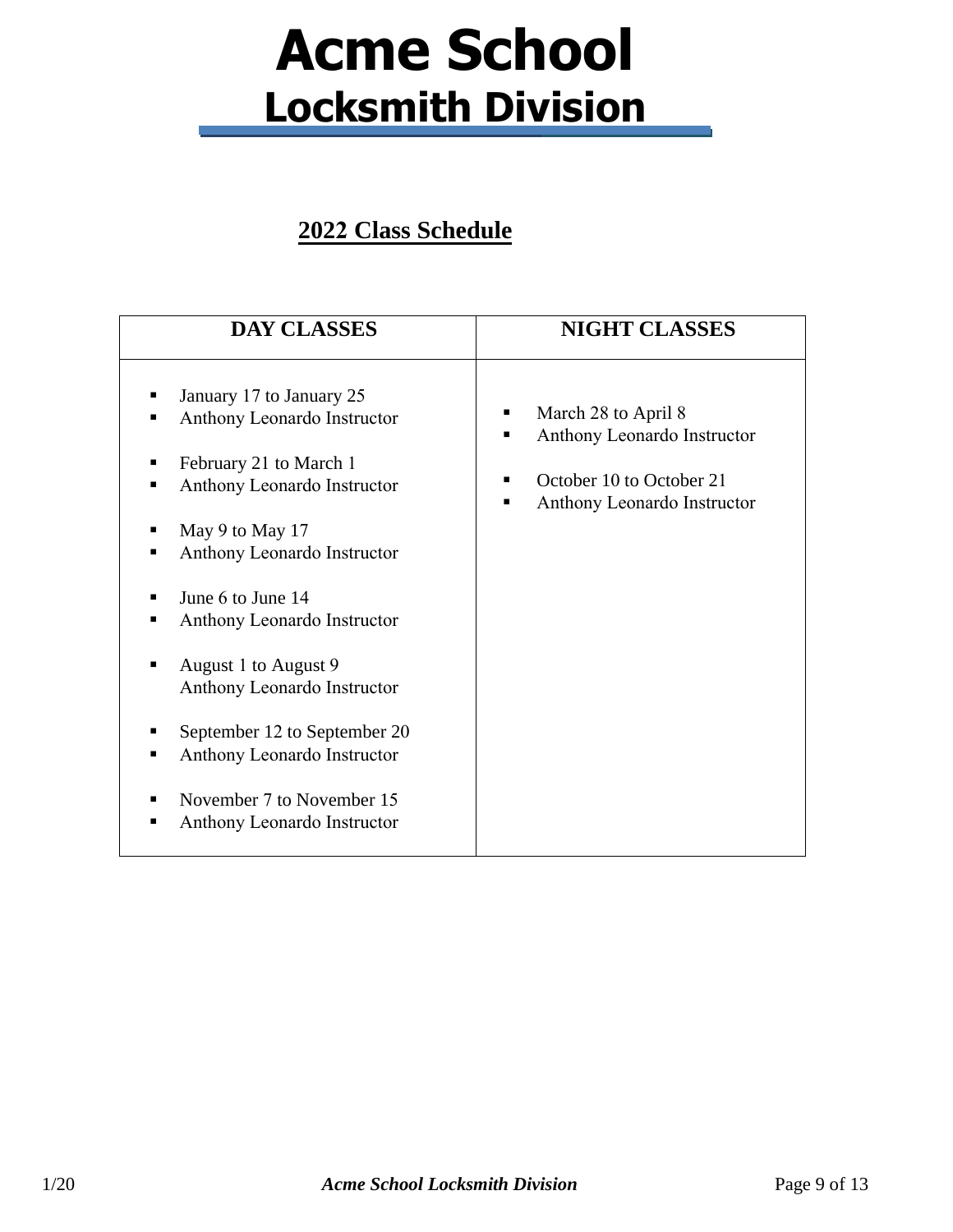# Acme School
## Locksmith Division

**2022 Class Schedule**

| DAY CLASSES | NIGHT CLASSES |
|---|---|
| ▪ January 17 to January 25<br>▪ Anthony Leonardo Instructor<br><br>▪ February 21 to March 1<br>▪ Anthony Leonardo Instructor<br><br>▪ May 9 to May 17<br>▪ Anthony Leonardo Instructor<br><br>▪ June 6 to June 14<br>▪ Anthony Leonardo Instructor<br><br>▪ August 1 to August 9<br>Anthony Leonardo Instructor<br><br>▪ September 12 to September 20<br>▪ Anthony Leonardo Instructor<br><br>▪ November 7 to November 15<br>▪ Anthony Leonardo Instructor | ▪ March 28 to April 8<br>▪ Anthony Leonardo Instructor<br><br>▪ October 10 to October 21<br>▪ Anthony Leonardo Instructor |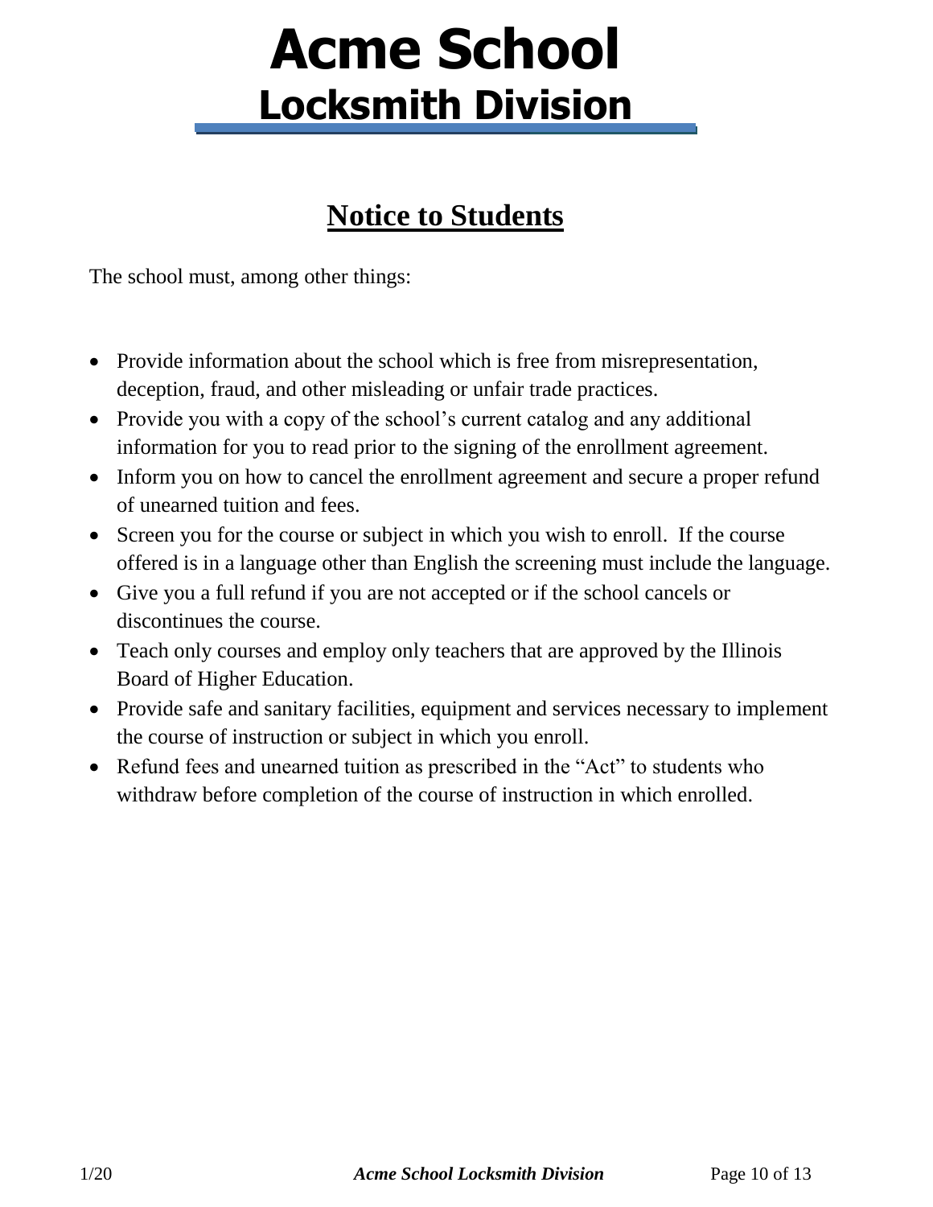# Acme School
## Locksmith Division

## Notice to Students

The school must, among other things:

- Provide information about the school which is free from misrepresentation, deception, fraud, and other misleading or unfair trade practices.
- Provide you with a copy of the school's current catalog and any additional information for you to read prior to the signing of the enrollment agreement.
- Inform you on how to cancel the enrollment agreement and secure a proper refund of unearned tuition and fees.
- Screen you for the course or subject in which you wish to enroll. If the course offered is in a language other than English the screening must include the language.
- Give you a full refund if you are not accepted or if the school cancels or discontinues the course.
- Teach only courses and employ only teachers that are approved by the Illinois Board of Higher Education.
- Provide safe and sanitary facilities, equipment and services necessary to implement the course of instruction or subject in which you enroll.
- Refund fees and unearned tuition as prescribed in the "Act" to students who withdraw before completion of the course of instruction in which enrolled.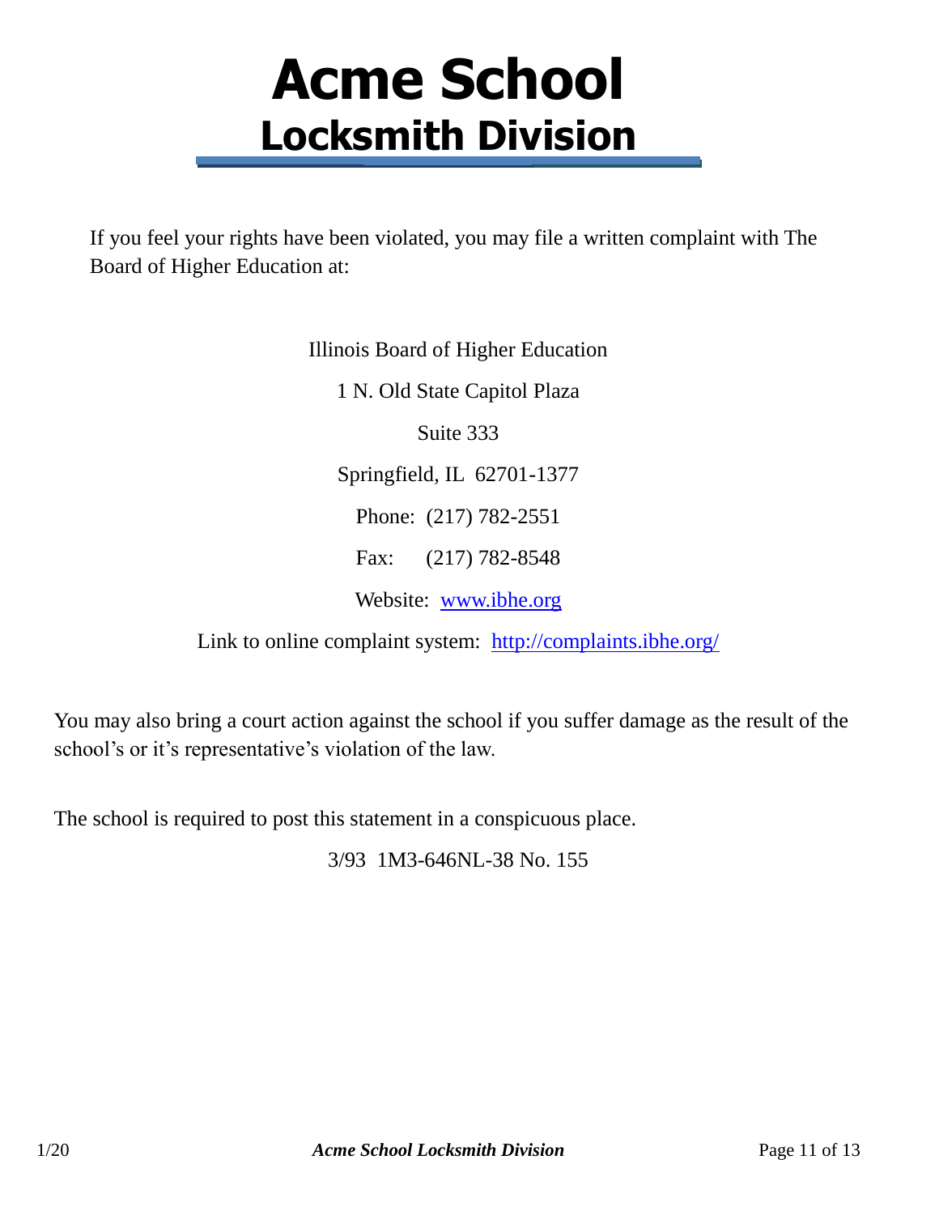# Acme School
## Locksmith Division

If you feel your rights have been violated, you may file a written complaint with The Board of Higher Education at:

Illinois Board of Higher Education

1 N. Old State Capitol Plaza

Suite 333

Springfield, IL 62701-1377

Phone: (217) 782-2551

Fax: (217) 782-8548

Website: [www.ibhe.org](www.ibhe.org)

Link to online complaint system: [http://complaints.ibhe.org/](http://complaints.ibhe.org/)

You may also bring a court action against the school if you suffer damage as the result of the school's or it's representative's violation of the law.

The school is required to post this statement in a conspicuous place.

3/93 1M3-646NL-38 No. 155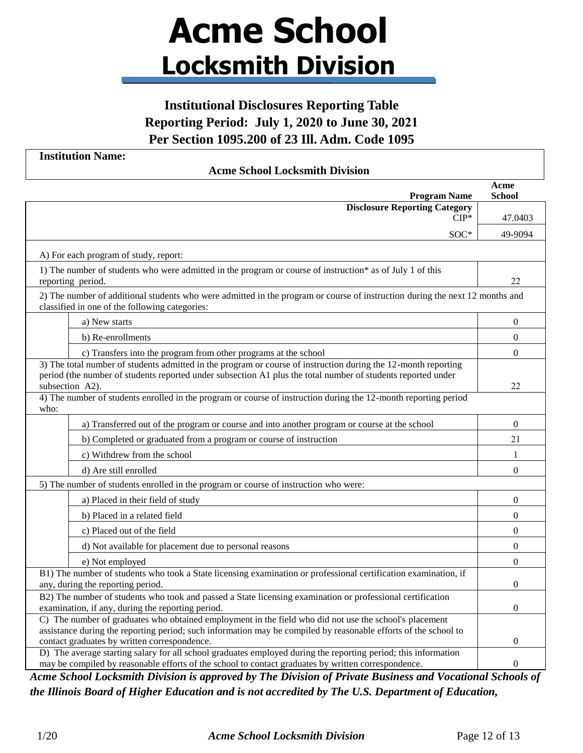# Acme School

## Locksmith Division

### Institutional Disclosures Reporting Table
### Reporting Period: July 1, 2020 to June 30, 2021
### Per Section 1095.200 of 23 Ill. Adm. Code 1095

**Institution Name:**

**Acme School Locksmith Division**

| | | **Program Name** | **Acme School** |
|---|---|---|---|
| | | **Disclosure Reporting Category** CIP* | 47.0403 |
| | | SOC* | 49-9094 |
| A) For each program of study, report: | | | |
| 1) The number of students who were admitted in the program or course of instruction* as of July 1 of this reporting period. | | | 22 |
| 2) The number of additional students who were admitted in the program or course of instruction during the next 12 months and classified in one of the following categories: | | | |
| | a) New starts | | 0 |
| | b) Re-enrollments | | 0 |
| | c) Transfers into the program from other programs at the school | | 0 |
| 3) The total number of students admitted in the program or course of instruction during the 12-month reporting period (the number of students reported under subsection A1 plus the total number of students reported under subsection A2). | | | 22 |
| 4) The number of students enrolled in the program or course of instruction during the 12-month reporting period who: | | | |
| | a) Transferred out of the program or course and into another program or course at the school | | 0 |
| | b) Completed or graduated from a program or course of instruction | | 21 |
| | c) Withdrew from the school | | 1 |
| | d) Are still enrolled | | 0 |
| 5) The number of students enrolled in the program or course of instruction who were: | | | |
| | a) Placed in their field of study | | 0 |
| | b) Placed in a related field | | 0 |
| | c) Placed out of the field | | 0 |
| | d) Not available for placement due to personal reasons | | 0 |
| | e) Not employed | | 0 |
| B1) The number of students who took a State licensing examination or professional certification examination, if any, during the reporting period. | | | 0 |
| B2) The number of students who took and passed a State licensing examination or professional certification examination, if any, during the reporting period. | | | 0 |
| C) The number of graduates who obtained employment in the field who did not use the school's placement assistance during the reporting period; such information may be compiled by reasonable efforts of the school to contact graduates by written correspondence. | | | 0 |
| D) The average starting salary for all school graduates employed during the reporting period; this information may be compiled by reasonable efforts of the school to contact graduates by written correspondence. | | | 0 |

***Acme School Locksmith Division is approved by The Division of Private Business and Vocational Schools of the Illinois Board of Higher Education and is not accredited by The U.S. Department of Education,***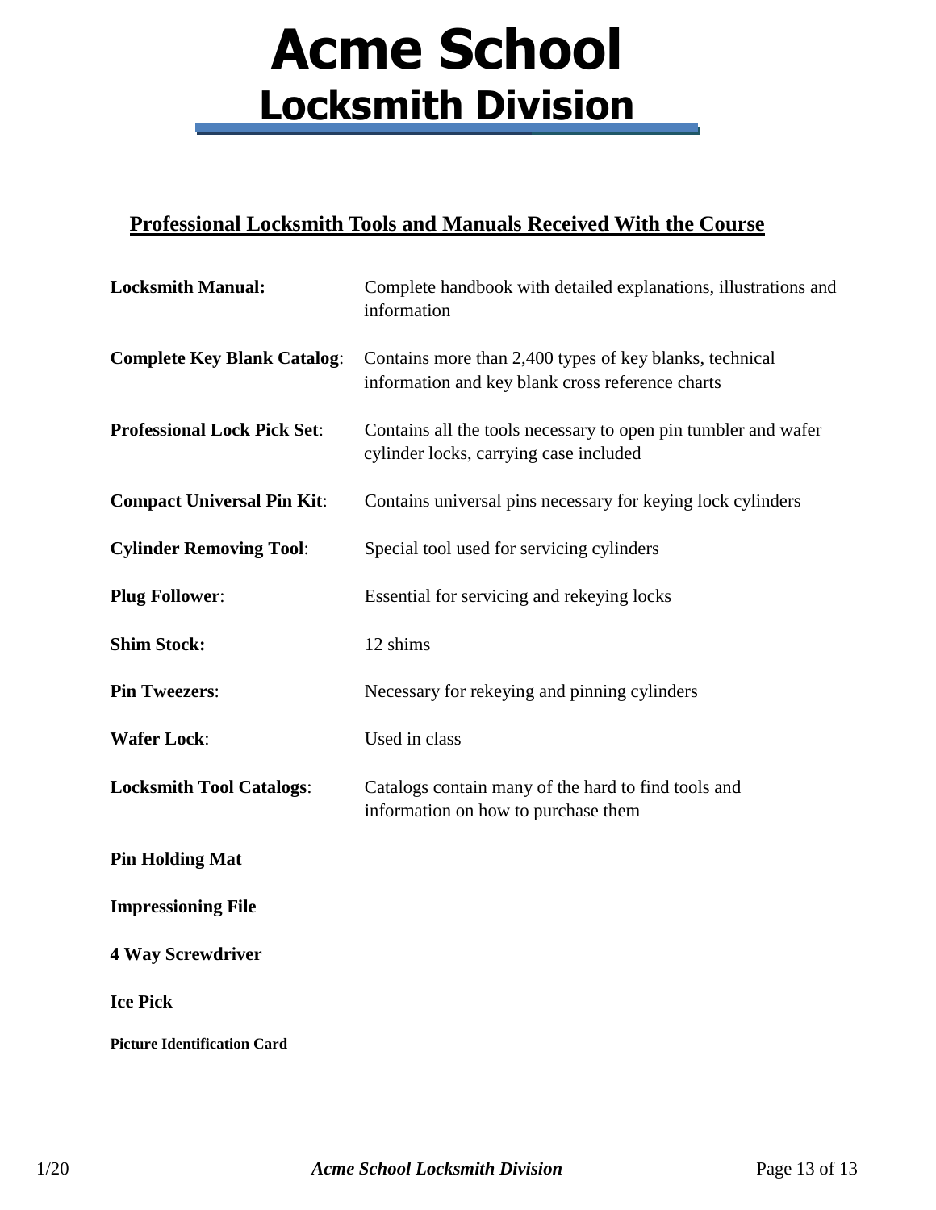# Acme School
## Locksmith Division

### Professional Locksmith Tools and Manuals Received With the Course

| | |
|---|---|
| **Locksmith Manual:** | Complete handbook with detailed explanations, illustrations and information |
| **Complete Key Blank Catalog**: | Contains more than 2,400 types of key blanks, technical information and key blank cross reference charts |
| **Professional Lock Pick Set**: | Contains all the tools necessary to open pin tumbler and wafer cylinder locks, carrying case included |
| **Compact Universal Pin Kit**: | Contains universal pins necessary for keying lock cylinders |
| **Cylinder Removing Tool**: | Special tool used for servicing cylinders |
| **Plug Follower**: | Essential for servicing and rekeying locks |
| **Shim Stock:** | 12 shims |
| **Pin Tweezers**: | Necessary for rekeying and pinning cylinders |
| **Wafer Lock**: | Used in class |
| **Locksmith Tool Catalogs**: | Catalogs contain many of the hard to find tools and information on how to purchase them |
| **Pin Holding Mat** | |
| **Impressioning File** | |
| **4 Way Screwdriver** | |
| **Ice Pick** | |
| **Picture Identification Card** | |